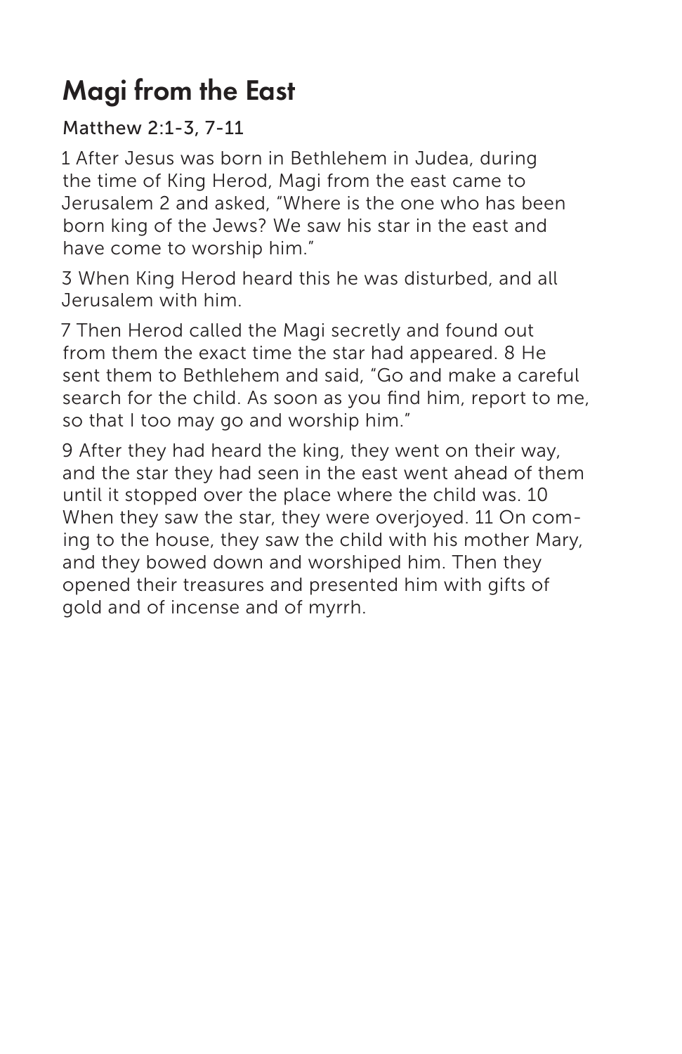# Magi from the East

Matthew 2:1-3, 7-11

1 After Jesus was born in Bethlehem in Judea, during the time of King Herod, Magi from the east came to Jerusalem 2 and asked, "Where is the one who has been born king of the Jews? We saw his star in the east and have come to worship him."

3 When King Herod heard this he was disturbed, and all Jerusalem with him.

7 Then Herod called the Magi secretly and found out from them the exact time the star had appeared. 8 He sent them to Bethlehem and said, "Go and make a careful search for the child. As soon as you find him, report to me, so that I too may go and worship him."

9 After they had heard the king, they went on their way, and the star they had seen in the east went ahead of them until it stopped over the place where the child was. 10 When they saw the star, they were overjoyed. 11 On coming to the house, they saw the child with his mother Mary, and they bowed down and worshiped him. Then they opened their treasures and presented him with gifts of gold and of incense and of myrrh.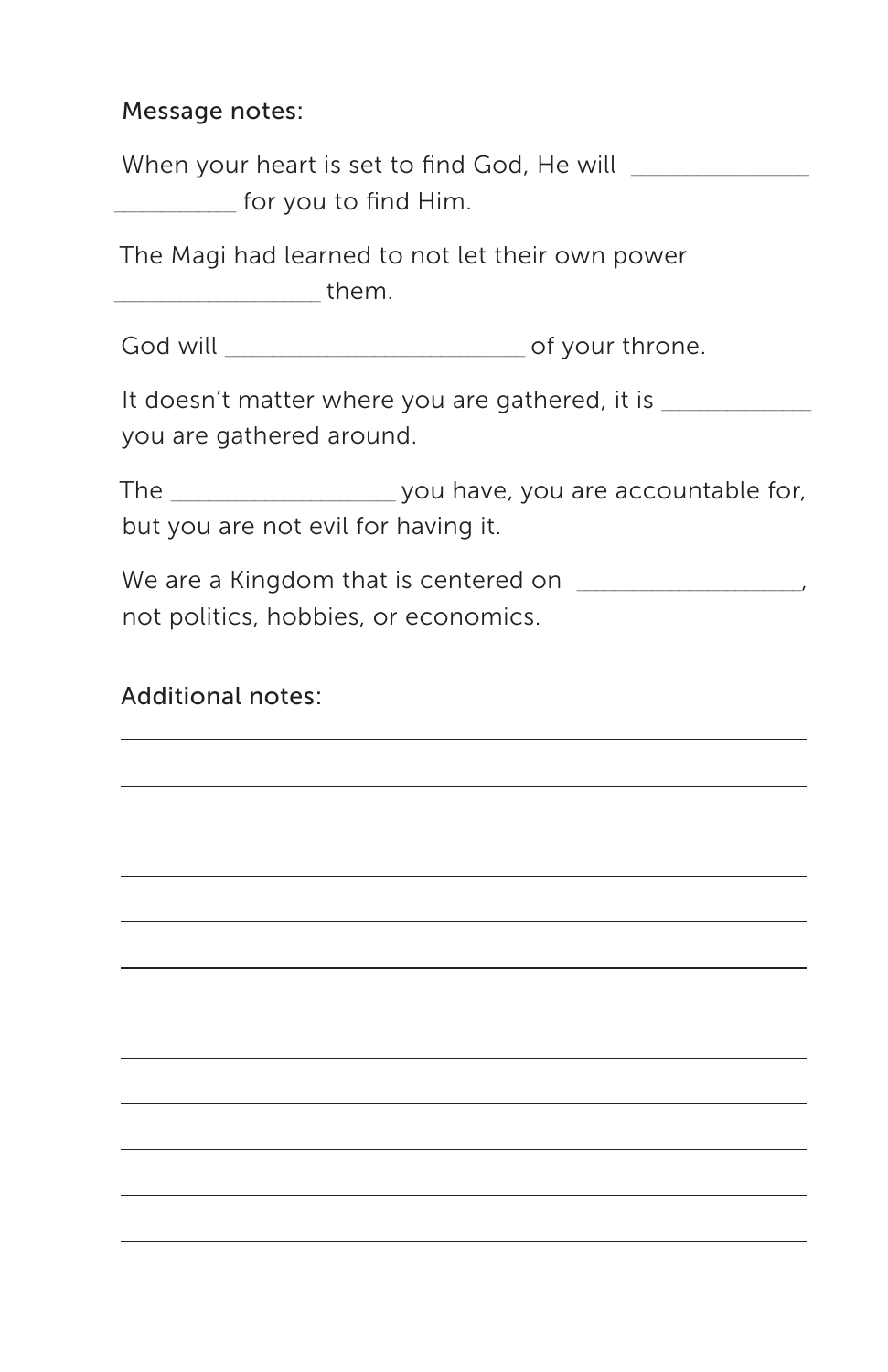Message notes:

When your heart is set to find God, He will ______________ __________ for you to find Him.

The Magi had learned to not let their own power ________________ them.

God will ________________________ of your throne.

It doesn't matter where you are gathered, it is ____________ you are gathered around.

The __________________ you have, you are accountable for, but you are not evil for having it.

We are a Kingdom that is centered on __________________, not politics, hobbies, or economics.

Additional notes:

______________________________________________________________

______________________________________________________________

______________________________________________________________

______________________________________________________________

______________________________________________________________

______________________________________________________________

______________________________________________________________

______________________________________________________________

______________________________________________________________

______________________________________________________________

______________________________________________________________

______________________________________________________________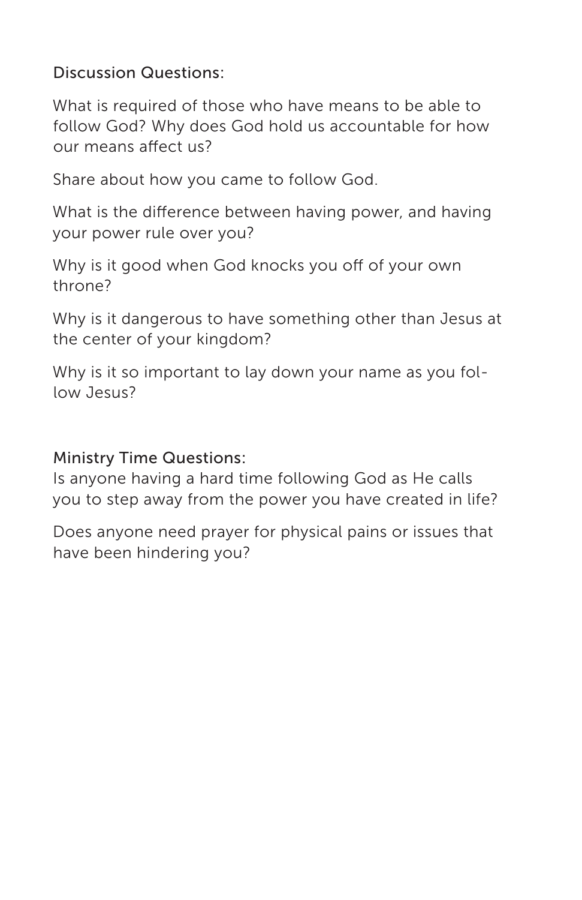Discussion Questions:

What is required of those who have means to be able to follow God? Why does God hold us accountable for how our means affect us?

Share about how you came to follow God.

What is the difference between having power, and having your power rule over you?

Why is it good when God knocks you off of your own throne?

Why is it dangerous to have something other than Jesus at the center of your kingdom?

Why is it so important to lay down your name as you follow Jesus?

Ministry Time Questions:

Is anyone having a hard time following God as He calls you to step away from the power you have created in life?

Does anyone need prayer for physical pains or issues that have been hindering you?